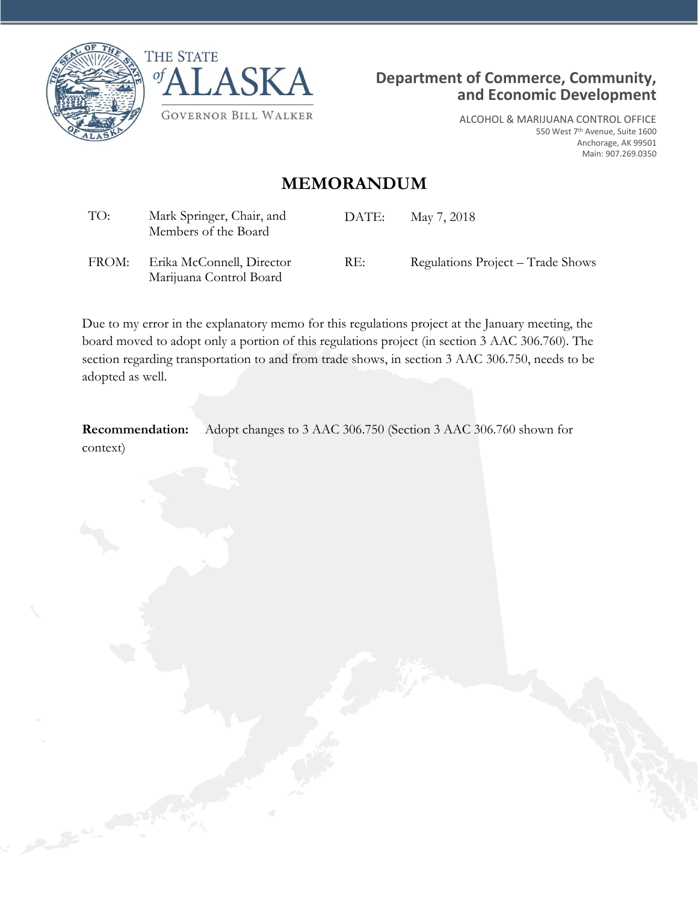THE STATE of ALASKA

GOVERNOR BILL WALKER

**Department of Commerce, Community, and Economic Development**

ALCOHOL & MARIJUANA CONTROL OFFICE
550 West 7th Avenue, Suite 1600
Anchorage, AK 99501
Main: 907.269.0350

# MEMORANDUM

| | | | |
|---|---|---|---|
| TO: | Mark Springer, Chair, and Members of the Board | DATE: | May 7, 2018 |
| FROM: | Erika McConnell, Director Marijuana Control Board | RE: | Regulations Project – Trade Shows |

Due to my error in the explanatory memo for this regulations project at the January meeting, the board moved to adopt only a portion of this regulations project (in section 3 AAC 306.760). The section regarding transportation to and from trade shows, in section 3 AAC 306.750, needs to be adopted as well.

**Recommendation:** Adopt changes to 3 AAC 306.750 (Section 3 AAC 306.760 shown for context)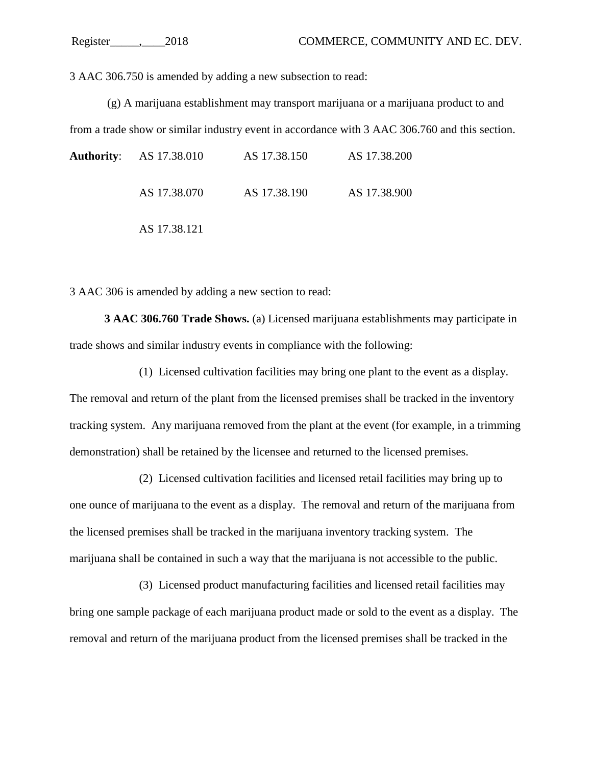3 AAC 306.750 is amended by adding a new subsection to read:

(g) A marijuana establishment may transport marijuana or a marijuana product to and from a trade show or similar industry event in accordance with 3 AAC 306.760 and this section.

**Authority**: AS 17.38.010 AS 17.38.150 AS 17.38.200

AS 17.38.070 AS 17.38.190 AS 17.38.900

AS 17.38.121

3 AAC 306 is amended by adding a new section to read:

**3 AAC 306.760 Trade Shows.** (a) Licensed marijuana establishments may participate in trade shows and similar industry events in compliance with the following:

(1) Licensed cultivation facilities may bring one plant to the event as a display. The removal and return of the plant from the licensed premises shall be tracked in the inventory tracking system. Any marijuana removed from the plant at the event (for example, in a trimming demonstration) shall be retained by the licensee and returned to the licensed premises.

(2) Licensed cultivation facilities and licensed retail facilities may bring up to one ounce of marijuana to the event as a display. The removal and return of the marijuana from the licensed premises shall be tracked in the marijuana inventory tracking system. The marijuana shall be contained in such a way that the marijuana is not accessible to the public.

(3) Licensed product manufacturing facilities and licensed retail facilities may bring one sample package of each marijuana product made or sold to the event as a display. The removal and return of the marijuana product from the licensed premises shall be tracked in the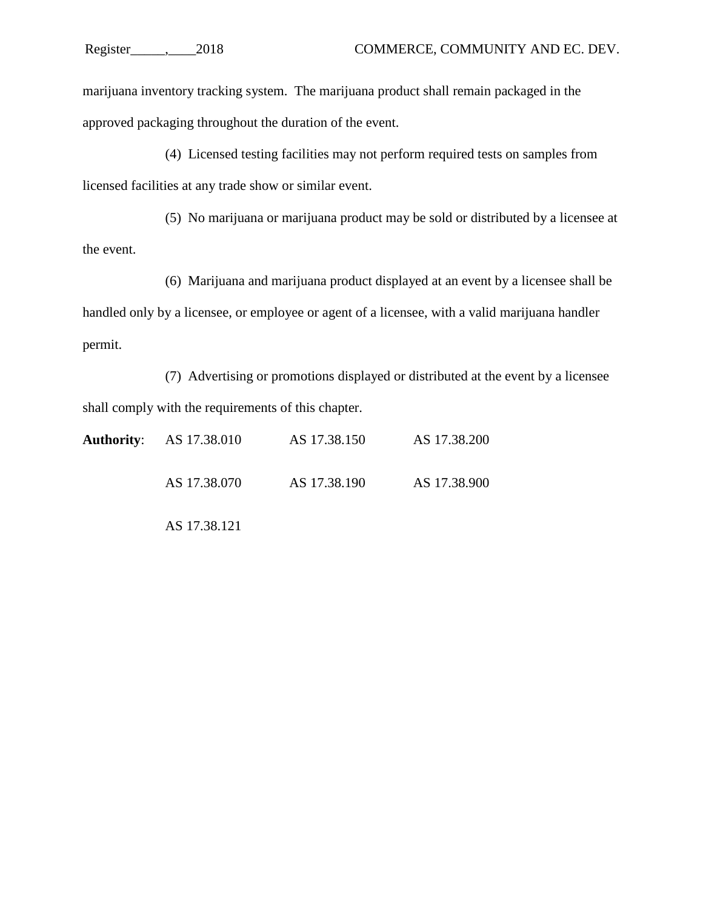marijuana inventory tracking system. The marijuana product shall remain packaged in the approved packaging throughout the duration of the event.

(4) Licensed testing facilities may not perform required tests on samples from licensed facilities at any trade show or similar event.

(5) No marijuana or marijuana product may be sold or distributed by a licensee at the event.

(6) Marijuana and marijuana product displayed at an event by a licensee shall be handled only by a licensee, or employee or agent of a licensee, with a valid marijuana handler permit.

(7) Advertising or promotions displayed or distributed at the event by a licensee shall comply with the requirements of this chapter.

**Authority**: AS 17.38.010 AS 17.38.150 AS 17.38.200

AS 17.38.070 AS 17.38.190 AS 17.38.900

AS 17.38.121